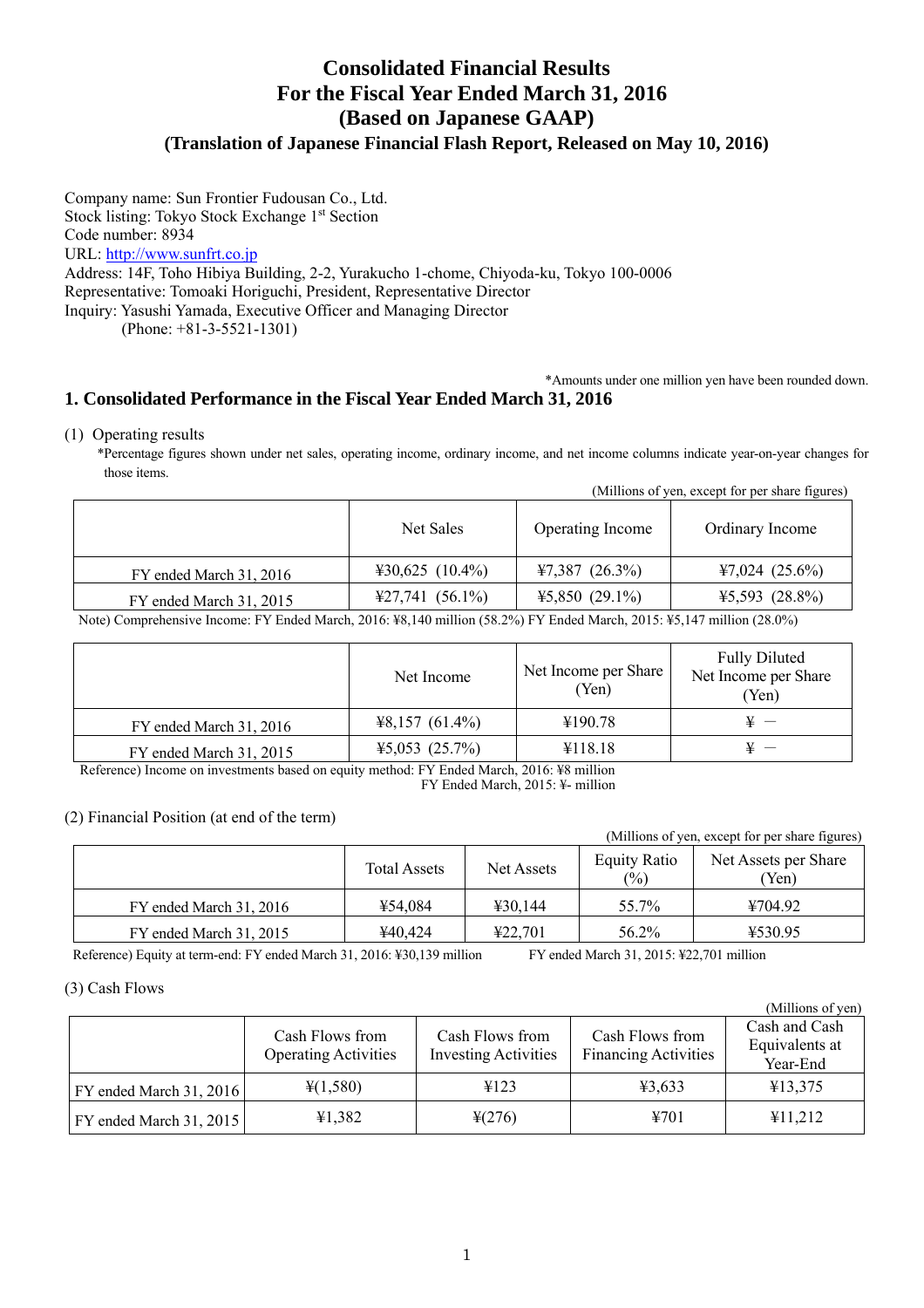# Consolidated Financial Results
# For the Fiscal Year Ended March 31, 2016
# (Based on Japanese GAAP)
### (Translation of Japanese Financial Flash Report, Released on May 10, 2016)

Company name: Sun Frontier Fudousan Co., Ltd.
Stock listing: Tokyo Stock Exchange 1st Section
Code number: 8934
URL: http://www.sunfrt.co.jp
Address: 14F, Toho Hibiya Building, 2-2, Yurakucho 1-chome, Chiyoda-ku, Tokyo 100-0006
Representative: Tomoaki Horiguchi, President, Representative Director
Inquiry: Yasushi Yamada, Executive Officer and Managing Director
(Phone: +81-3-5521-1301)

*Amounts under one million yen have been rounded down.

## 1. Consolidated Performance in the Fiscal Year Ended March 31, 2016

(1) Operating results

*Percentage figures shown under net sales, operating income, ordinary income, and net income columns indicate year-on-year changes for those items.

(Millions of yen, except for per share figures)

| | Net Sales | Operating Income | Ordinary Income |
|---|---|---|---|
| FY ended March 31, 2016 | ¥30,625 (10.4%) | ¥7,387 (26.3%) | ¥7,024 (25.6%) |
| FY ended March 31, 2015 | ¥27,741 (56.1%) | ¥5,850 (29.1%) | ¥5,593 (28.8%) |

Note) Comprehensive Income: FY Ended March, 2016: ¥8,140 million (58.2%) FY Ended March, 2015: ¥5,147 million (28.0%)

| | Net Income | Net Income per Share (Yen) | Fully Diluted Net Income per Share (Yen) |
|---|---|---|---|
| FY ended March 31, 2016 | ¥8,157 (61.4%) | ¥190.78 | ¥ － |
| FY ended March 31, 2015 | ¥5,053 (25.7%) | ¥118.18 | ¥ － |

Reference) Income on investments based on equity method: FY Ended March, 2016: ¥8 million
FY Ended March, 2015: ¥- million

(2) Financial Position (at end of the term)

(Millions of yen, except for per share figures)

| | Total Assets | Net Assets | Equity Ratio (%) | Net Assets per Share (Yen) |
|---|---|---|---|---|
| FY ended March 31, 2016 | ¥54,084 | ¥30,144 | 55.7% | ¥704.92 |
| FY ended March 31, 2015 | ¥40,424 | ¥22,701 | 56.2% | ¥530.95 |

Reference) Equity at term-end: FY ended March 31, 2016: ¥30,139 million FY ended March 31, 2015: ¥22,701 million

(3) Cash Flows

(Millions of yen)

| | Cash Flows from Operating Activities | Cash Flows from Investing Activities | Cash Flows from Financing Activities | Cash and Cash Equivalents at Year-End |
|---|---|---|---|---|
| FY ended March 31, 2016 | ¥(1,580) | ¥123 | ¥3,633 | ¥13,375 |
| FY ended March 31, 2015 | ¥1,382 | ¥(276) | ¥701 | ¥11,212 |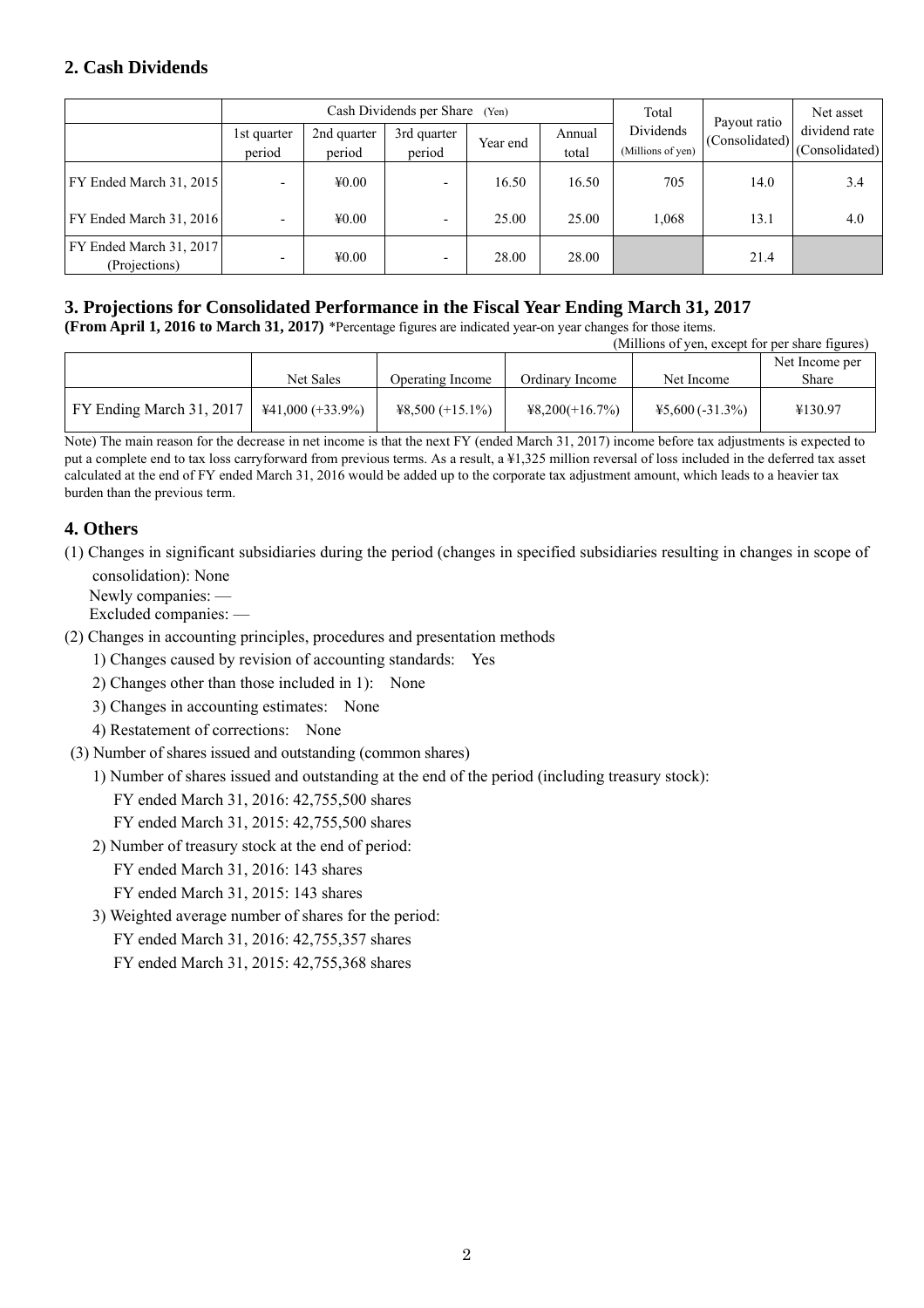## 2. Cash Dividends

| | Cash Dividends per Share (Yen) | | | | | Total Dividends (Millions of yen) | Payout ratio (Consolidated) | Net asset dividend rate (Consolidated) |
|---|---|---|---|---|---|---|---|---|
| | 1st quarter period | 2nd quarter period | 3rd quarter period | Year end | Annual total | | | |
| FY Ended March 31, 2015 | - | ¥0.00 | - | 16.50 | 16.50 | 705 | 14.0 | 3.4 |
| FY Ended March 31, 2016 | - | ¥0.00 | - | 25.00 | 25.00 | 1,068 | 13.1 | 4.0 |
| FY Ended March 31, 2017 (Projections) | - | ¥0.00 | - | 28.00 | 28.00 | | 21.4 | |

## 3. Projections for Consolidated Performance in the Fiscal Year Ending March 31, 2017

**(From April 1, 2016 to March 31, 2017)** *Percentage figures are indicated year-on year changes for those items.

(Millions of yen, except for per share figures)

| | Net Sales | Operating Income | Ordinary Income | Net Income | Net Income per Share |
|---|---|---|---|---|---|
| FY Ending March 31, 2017 | ¥41,000 (+33.9%) | ¥8,500 (+15.1%) | ¥8,200(+16.7%) | ¥5,600 (-31.3%) | ¥130.97 |

Note) The main reason for the decrease in net income is that the next FY (ended March 31, 2017) income before tax adjustments is expected to put a complete end to tax loss carryforward from previous terms. As a result, a ¥1,325 million reversal of loss included in the deferred tax asset calculated at the end of FY ended March 31, 2016 would be added up to the corporate tax adjustment amount, which leads to a heavier tax burden than the previous term.

## 4. Others

(1) Changes in significant subsidiaries during the period (changes in specified subsidiaries resulting in changes in scope of consolidation): None

Newly companies: —

Excluded companies: —

(2) Changes in accounting principles, procedures and presentation methods

1) Changes caused by revision of accounting standards: Yes

2) Changes other than those included in 1): None

3) Changes in accounting estimates: None

4) Restatement of corrections: None

(3) Number of shares issued and outstanding (common shares)

1) Number of shares issued and outstanding at the end of the period (including treasury stock):

FY ended March 31, 2016: 42,755,500 shares

FY ended March 31, 2015: 42,755,500 shares

2) Number of treasury stock at the end of period:

FY ended March 31, 2016: 143 shares

FY ended March 31, 2015: 143 shares

3) Weighted average number of shares for the period:

FY ended March 31, 2016: 42,755,357 shares

FY ended March 31, 2015: 42,755,368 shares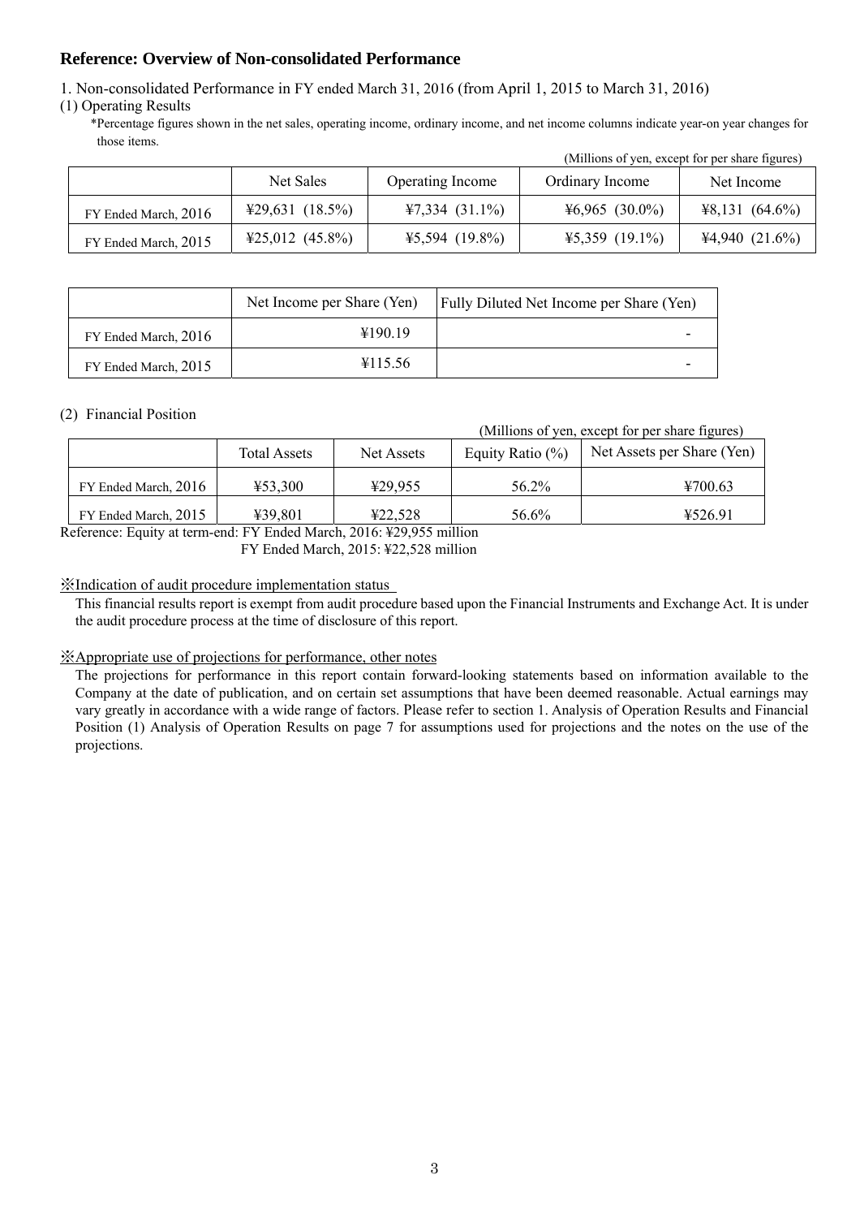## Reference: Overview of Non-consolidated Performance

1. Non-consolidated Performance in FY ended March 31, 2016 (from April 1, 2015 to March 31, 2016)

(1) Operating Results

*Percentage figures shown in the net sales, operating income, ordinary income, and net income columns indicate year-on year changes for those items.

(Millions of yen, except for per share figures)

| | Net Sales | Operating Income | Ordinary Income | Net Income |
|---|---|---|---|---|
| FY Ended March, 2016 | ¥29,631 (18.5%) | ¥7,334 (31.1%) | ¥6,965 (30.0%) | ¥8,131 (64.6%) |
| FY Ended March, 2015 | ¥25,012 (45.8%) | ¥5,594 (19.8%) | ¥5,359 (19.1%) | ¥4,940 (21.6%) |

| | Net Income per Share (Yen) | Fully Diluted Net Income per Share (Yen) |
|---|---|---|
| FY Ended March, 2016 | ¥190.19 | - |
| FY Ended March, 2015 | ¥115.56 | - |

(2) Financial Position

(Millions of yen, except for per share figures)

| | Total Assets | Net Assets | Equity Ratio (%) | Net Assets per Share (Yen) |
|---|---|---|---|---|
| FY Ended March, 2016 | ¥53,300 | ¥29,955 | 56.2% | ¥700.63 |
| FY Ended March, 2015 | ¥39,801 | ¥22,528 | 56.6% | ¥526.91 |

Reference: Equity at term-end: FY Ended March, 2016: ¥29,955 million
FY Ended March, 2015: ¥22,528 million

※Indication of audit procedure implementation status

This financial results report is exempt from audit procedure based upon the Financial Instruments and Exchange Act. It is under the audit procedure process at the time of disclosure of this report.

※Appropriate use of projections for performance, other notes

The projections for performance in this report contain forward-looking statements based on information available to the Company at the date of publication, and on certain set assumptions that have been deemed reasonable. Actual earnings may vary greatly in accordance with a wide range of factors. Please refer to section 1. Analysis of Operation Results and Financial Position (1) Analysis of Operation Results on page 7 for assumptions used for projections and the notes on the use of the projections.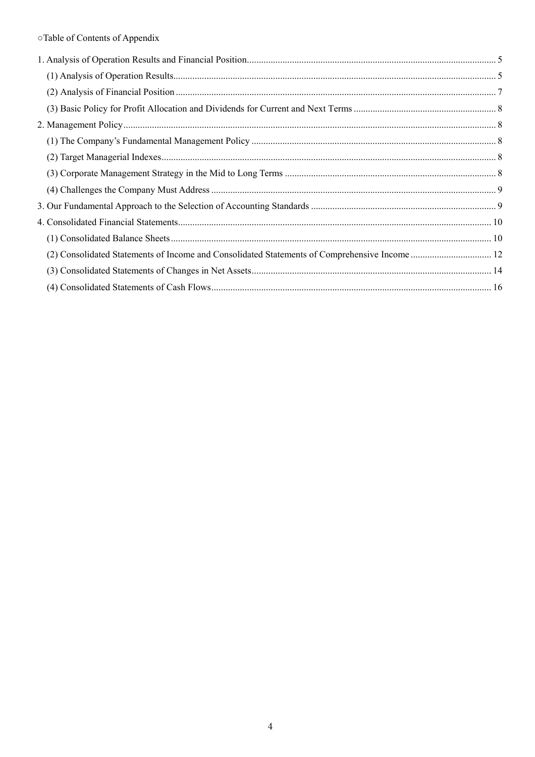○Table of Contents of Appendix

1. Analysis of Operation Results and Financial Position........................................................................................................ 5
   (1) Analysis of Operation Results...................................................................................................................................... 5
   (2) Analysis of Financial Position ..................................................................................................................................... 7
   (3) Basic Policy for Profit Allocation and Dividends for Current and Next Terms ........................................................... 8
2. Management Policy.......................................................................................................................................................... 8
   (1) The Company's Fundamental Management Policy ..................................................................................................... 8
   (2) Target Managerial Indexes........................................................................................................................................... 8
   (3) Corporate Management Strategy in the Mid to Long Terms ........................................................................................ 8
   (4) Challenges the Company Must Address ...................................................................................................................... 9
3. Our Fundamental Approach to the Selection of Accounting Standards ............................................................................. 9
4. Consolidated Financial Statements.................................................................................................................................. 10
   (1) Consolidated Balance Sheets ..................................................................................................................................... 10
   (2) Consolidated Statements of Income and Consolidated Statements of Comprehensive Income .................................. 12
   (3) Consolidated Statements of Changes in Net Assets.................................................................................................... 14
   (4) Consolidated Statements of Cash Flows.................................................................................................................... 16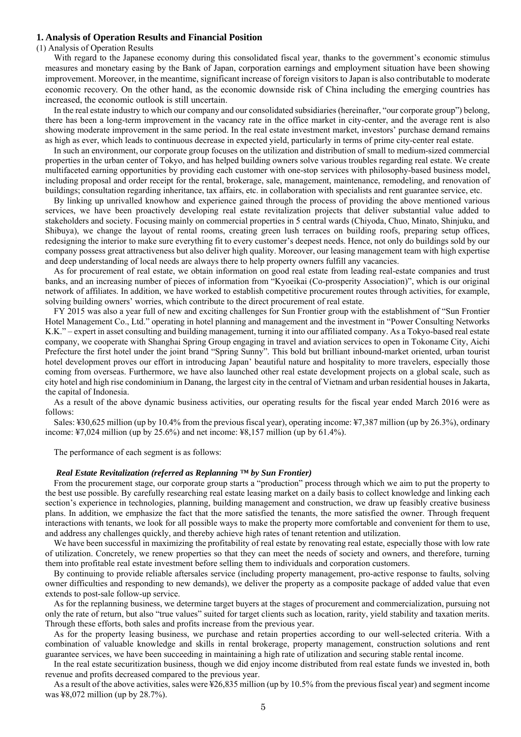## 1. Analysis of Operation Results and Financial Position

(1) Analysis of Operation Results

With regard to the Japanese economy during this consolidated fiscal year, thanks to the government's economic stimulus measures and monetary easing by the Bank of Japan, corporation earnings and employment situation have been showing improvement. Moreover, in the meantime, significant increase of foreign visitors to Japan is also contributable to moderate economic recovery. On the other hand, as the economic downside risk of China including the emerging countries has increased, the economic outlook is still uncertain.

In the real estate industry to which our company and our consolidated subsidiaries (hereinafter, "our corporate group") belong, there has been a long-term improvement in the vacancy rate in the office market in city-center, and the average rent is also showing moderate improvement in the same period. In the real estate investment market, investors' purchase demand remains as high as ever, which leads to continuous decrease in expected yield, particularly in terms of prime city-center real estate.

In such an environment, our corporate group focuses on the utilization and distribution of small to medium-sized commercial properties in the urban center of Tokyo, and has helped building owners solve various troubles regarding real estate. We create multifaceted earning opportunities by providing each customer with one-stop services with philosophy-based business model, including proposal and order receipt for the rental, brokerage, sale, management, maintenance, remodeling, and renovation of buildings; consultation regarding inheritance, tax affairs, etc. in collaboration with specialists and rent guarantee service, etc.

By linking up unrivalled knowhow and experience gained through the process of providing the above mentioned various services, we have been proactively developing real estate revitalization projects that deliver substantial value added to stakeholders and society. Focusing mainly on commercial properties in 5 central wards (Chiyoda, Chuo, Minato, Shinjuku, and Shibuya), we change the layout of rental rooms, creating green lush terraces on building roofs, preparing setup offices, redesigning the interior to make sure everything fit to every customer's deepest needs. Hence, not only do buildings sold by our company possess great attractiveness but also deliver high quality. Moreover, our leasing management team with high expertise and deep understanding of local needs are always there to help property owners fulfill any vacancies.

As for procurement of real estate, we obtain information on good real estate from leading real-estate companies and trust banks, and an increasing number of pieces of information from "Kyoeikai (Co-prosperity Association)", which is our original network of affiliates. In addition, we have worked to establish competitive procurement routes through activities, for example, solving building owners' worries, which contribute to the direct procurement of real estate.

FY 2015 was also a year full of new and exciting challenges for Sun Frontier group with the establishment of "Sun Frontier Hotel Management Co., Ltd." operating in hotel planning and management and the investment in "Power Consulting Networks K.K." – expert in asset consulting and building management, turning it into our affiliated company. As a Tokyo-based real estate company, we cooperate with Shanghai Spring Group engaging in travel and aviation services to open in Tokoname City, Aichi Prefecture the first hotel under the joint brand "Spring Sunny". This bold but brilliant inbound-market oriented, urban tourist hotel development proves our effort in introducing Japan' beautiful nature and hospitality to more travelers, especially those coming from overseas. Furthermore, we have also launched other real estate development projects on a global scale, such as city hotel and high rise condominium in Danang, the largest city in the central of Vietnam and urban residential houses in Jakarta, the capital of Indonesia.

As a result of the above dynamic business activities, our operating results for the fiscal year ended March 2016 were as follows:

Sales: ¥30,625 million (up by 10.4% from the previous fiscal year), operating income: ¥7,387 million (up by 26.3%), ordinary income: ¥7,024 million (up by 25.6%) and net income: ¥8,157 million (up by 61.4%).

The performance of each segment is as follows:

***Real Estate Revitalization (referred as Replanning ™ by Sun Frontier)***

From the procurement stage, our corporate group starts a "production" process through which we aim to put the property to the best use possible. By carefully researching real estate leasing market on a daily basis to collect knowledge and linking each section's experience in technologies, planning, building management and construction, we draw up feasibly creative business plans. In addition, we emphasize the fact that the more satisfied the tenants, the more satisfied the owner. Through frequent interactions with tenants, we look for all possible ways to make the property more comfortable and convenient for them to use, and address any challenges quickly, and thereby achieve high rates of tenant retention and utilization.

We have been successful in maximizing the profitability of real estate by renovating real estate, especially those with low rate of utilization. Concretely, we renew properties so that they can meet the needs of society and owners, and therefore, turning them into profitable real estate investment before selling them to individuals and corporation customers.

By continuing to provide reliable aftersales service (including property management, pro-active response to faults, solving owner difficulties and responding to new demands), we deliver the property as a composite package of added value that even extends to post-sale follow-up service.

As for the replanning business, we determine target buyers at the stages of procurement and commercialization, pursuing not only the rate of return, but also "true values" suited for target clients such as location, rarity, yield stability and taxation merits. Through these efforts, both sales and profits increase from the previous year.

As for the property leasing business, we purchase and retain properties according to our well-selected criteria. With a combination of valuable knowledge and skills in rental brokerage, property management, construction solutions and rent guarantee services, we have been succeeding in maintaining a high rate of utilization and securing stable rental income.

In the real estate securitization business, though we did enjoy income distributed from real estate funds we invested in, both revenue and profits decreased compared to the previous year.

As a result of the above activities, sales were ¥26,835 million (up by 10.5% from the previous fiscal year) and segment income was ¥8,072 million (up by 28.7%).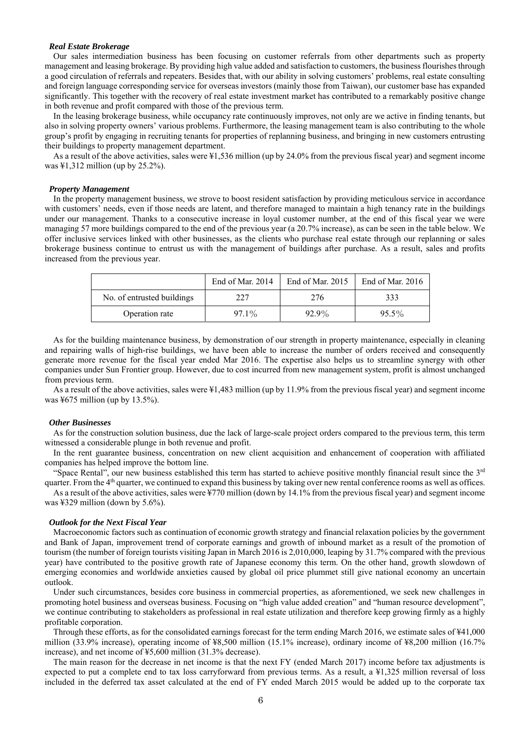### *Real Estate Brokerage*

Our sales intermediation business has been focusing on customer referrals from other departments such as property management and leasing brokerage. By providing high value added and satisfaction to customers, the business flourishes through a good circulation of referrals and repeaters. Besides that, with our ability in solving customers' problems, real estate consulting and foreign language corresponding service for overseas investors (mainly those from Taiwan), our customer base has expanded significantly. This together with the recovery of real estate investment market has contributed to a remarkably positive change in both revenue and profit compared with those of the previous term.

In the leasing brokerage business, while occupancy rate continuously improves, not only are we active in finding tenants, but also in solving property owners' various problems. Furthermore, the leasing management team is also contributing to the whole group's profit by engaging in recruiting tenants for properties of replanning business, and bringing in new customers entrusting their buildings to property management department.

As a result of the above activities, sales were ¥1,536 million (up by 24.0% from the previous fiscal year) and segment income was ¥1,312 million (up by 25.2%).

### *Property Management*

In the property management business, we strove to boost resident satisfaction by providing meticulous service in accordance with customers' needs, even if those needs are latent, and therefore managed to maintain a high tenancy rate in the buildings under our management. Thanks to a consecutive increase in loyal customer number, at the end of this fiscal year we were managing 57 more buildings compared to the end of the previous year (a 20.7% increase), as can be seen in the table below. We offer inclusive services linked with other businesses, as the clients who purchase real estate through our replanning or sales brokerage business continue to entrust us with the management of buildings after purchase. As a result, sales and profits increased from the previous year.

| | End of Mar. 2014 | End of Mar. 2015 | End of Mar. 2016 |
|---|---|---|---|
| No. of entrusted buildings | 227 | 276 | 333 |
| Operation rate | 97.1% | 92.9% | 95.5% |

As for the building maintenance business, by demonstration of our strength in property maintenance, especially in cleaning and repairing walls of high-rise buildings, we have been able to increase the number of orders received and consequently generate more revenue for the fiscal year ended Mar 2016. The expertise also helps us to streamline synergy with other companies under Sun Frontier group. However, due to cost incurred from new management system, profit is almost unchanged from previous term.

As a result of the above activities, sales were ¥1,483 million (up by 11.9% from the previous fiscal year) and segment income was ¥675 million (up by 13.5%).

### *Other Businesses*

As for the construction solution business, due the lack of large-scale project orders compared to the previous term, this term witnessed a considerable plunge in both revenue and profit.

In the rent guarantee business, concentration on new client acquisition and enhancement of cooperation with affiliated companies has helped improve the bottom line.

"Space Rental", our new business established this term has started to achieve positive monthly financial result since the 3rd quarter. From the 4th quarter, we continued to expand this business by taking over new rental conference rooms as well as offices.

As a result of the above activities, sales were ¥770 million (down by 14.1% from the previous fiscal year) and segment income was ¥329 million (down by 5.6%).

### *Outlook for the Next Fiscal Year*

Macroeconomic factors such as continuation of economic growth strategy and financial relaxation policies by the government and Bank of Japan, improvement trend of corporate earnings and growth of inbound market as a result of the promotion of tourism (the number of foreign tourists visiting Japan in March 2016 is 2,010,000, leaping by 31.7% compared with the previous year) have contributed to the positive growth rate of Japanese economy this term. On the other hand, growth slowdown of emerging economies and worldwide anxieties caused by global oil price plummet still give national economy an uncertain outlook.

Under such circumstances, besides core business in commercial properties, as aforementioned, we seek new challenges in promoting hotel business and overseas business. Focusing on "high value added creation" and "human resource development", we continue contributing to stakeholders as professional in real estate utilization and therefore keep growing firmly as a highly profitable corporation.

Through these efforts, as for the consolidated earnings forecast for the term ending March 2016, we estimate sales of ¥41,000 million (33.9% increase), operating income of ¥8,500 million (15.1% increase), ordinary income of ¥8,200 million (16.7% increase), and net income of ¥5,600 million (31.3% decrease).

The main reason for the decrease in net income is that the next FY (ended March 2017) income before tax adjustments is expected to put a complete end to tax loss carryforward from previous terms. As a result, a ¥1,325 million reversal of loss included in the deferred tax asset calculated at the end of FY ended March 2015 would be added up to the corporate tax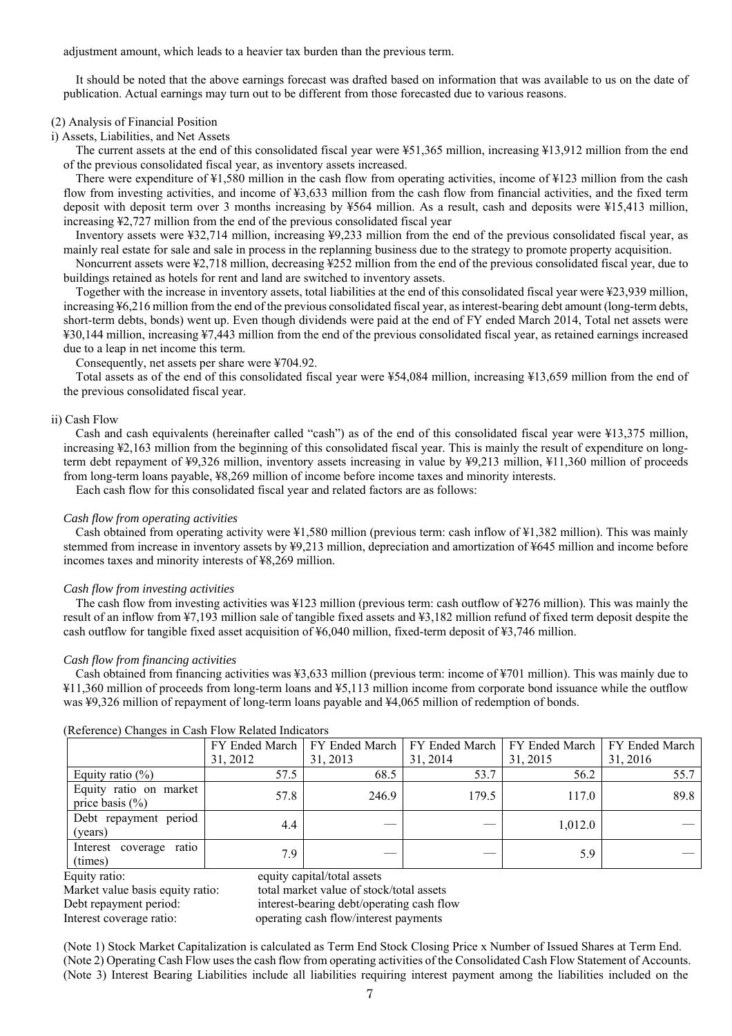adjustment amount, which leads to a heavier tax burden than the previous term.

It should be noted that the above earnings forecast was drafted based on information that was available to us on the date of publication. Actual earnings may turn out to be different from those forecasted due to various reasons.

(2) Analysis of Financial Position

i) Assets, Liabilities, and Net Assets

The current assets at the end of this consolidated fiscal year were ¥51,365 million, increasing ¥13,912 million from the end of the previous consolidated fiscal year, as inventory assets increased.

There were expenditure of ¥1,580 million in the cash flow from operating activities, income of ¥123 million from the cash flow from investing activities, and income of ¥3,633 million from the cash flow from financial activities, and the fixed term deposit with deposit term over 3 months increasing by ¥564 million. As a result, cash and deposits were ¥15,413 million, increasing ¥2,727 million from the end of the previous consolidated fiscal year

Inventory assets were ¥32,714 million, increasing ¥9,233 million from the end of the previous consolidated fiscal year, as mainly real estate for sale and sale in process in the replanning business due to the strategy to promote property acquisition.

Noncurrent assets were ¥2,718 million, decreasing ¥252 million from the end of the previous consolidated fiscal year, due to buildings retained as hotels for rent and land are switched to inventory assets.

Together with the increase in inventory assets, total liabilities at the end of this consolidated fiscal year were ¥23,939 million, increasing ¥6,216 million from the end of the previous consolidated fiscal year, as interest-bearing debt amount (long-term debts, short-term debts, bonds) went up. Even though dividends were paid at the end of FY ended March 2014, Total net assets were ¥30,144 million, increasing ¥7,443 million from the end of the previous consolidated fiscal year, as retained earnings increased due to a leap in net income this term.

Consequently, net assets per share were ¥704.92.

Total assets as of the end of this consolidated fiscal year were ¥54,084 million, increasing ¥13,659 million from the end of the previous consolidated fiscal year.

ii) Cash Flow

Cash and cash equivalents (hereinafter called “cash”) as of the end of this consolidated fiscal year were ¥13,375 million, increasing ¥2,163 million from the beginning of this consolidated fiscal year. This is mainly the result of expenditure on long-term debt repayment of ¥9,326 million, inventory assets increasing in value by ¥9,213 million, ¥11,360 million of proceeds from long-term loans payable, ¥8,269 million of income before income taxes and minority interests.

Each cash flow for this consolidated fiscal year and related factors are as follows:

*Cash flow from operating activities*

Cash obtained from operating activity were ¥1,580 million (previous term: cash inflow of ¥1,382 million). This was mainly stemmed from increase in inventory assets by ¥9,213 million, depreciation and amortization of ¥645 million and income before incomes taxes and minority interests of ¥8,269 million.

*Cash flow from investing activities*

The cash flow from investing activities was ¥123 million (previous term: cash outflow of ¥276 million). This was mainly the result of an inflow from ¥7,193 million sale of tangible fixed assets and ¥3,182 million refund of fixed term deposit despite the cash outflow for tangible fixed asset acquisition of ¥6,040 million, fixed-term deposit of ¥3,746 million.

*Cash flow from financing activities*

Cash obtained from financing activities was ¥3,633 million (previous term: income of ¥701 million). This was mainly due to ¥11,360 million of proceeds from long-term loans and ¥5,113 million income from corporate bond issuance while the outflow was ¥9,326 million of repayment of long-term loans payable and ¥4,065 million of redemption of bonds.

(Reference) Changes in Cash Flow Related Indicators

| | FY Ended March 31, 2012 | FY Ended March 31, 2013 | FY Ended March 31, 2014 | FY Ended March 31, 2015 | FY Ended March 31, 2016 |
|---|---|---|---|---|---|
| Equity ratio (%) | 57.5 | 68.5 | 53.7 | 56.2 | 55.7 |
| Equity ratio on market price basis (%) | 57.8 | 246.9 | 179.5 | 117.0 | 89.8 |
| Debt repayment period (years) | 4.4 | — | — | 1,012.0 | — |
| Interest coverage ratio (times) | 7.9 | — | — | 5.9 | — |

Equity ratio: equity capital/total assets

Market value basis equity ratio: total market value of stock/total assets

Debt repayment period: interest-bearing debt/operating cash flow

Interest coverage ratio: operating cash flow/interest payments

(Note 1) Stock Market Capitalization is calculated as Term End Stock Closing Price x Number of Issued Shares at Term End.

(Note 2) Operating Cash Flow uses the cash flow from operating activities of the Consolidated Cash Flow Statement of Accounts.

(Note 3) Interest Bearing Liabilities include all liabilities requiring interest payment among the liabilities included on the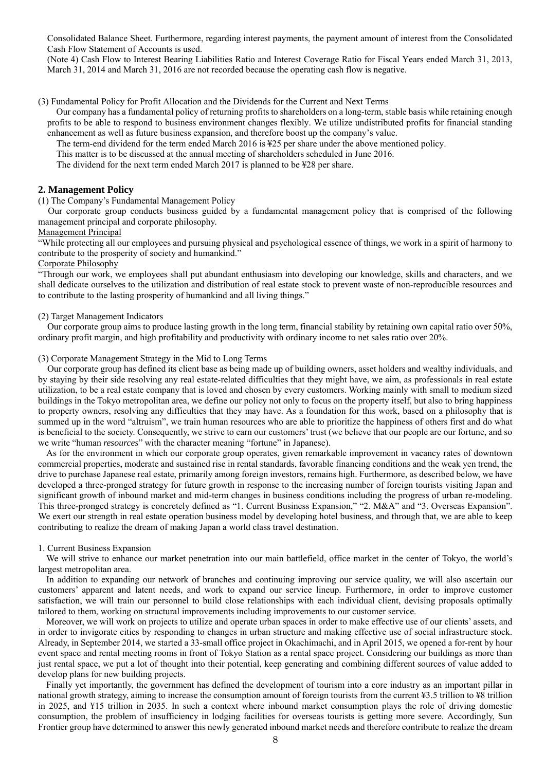Consolidated Balance Sheet. Furthermore, regarding interest payments, the payment amount of interest from the Consolidated Cash Flow Statement of Accounts is used.

(Note 4) Cash Flow to Interest Bearing Liabilities Ratio and Interest Coverage Ratio for Fiscal Years ended March 31, 2013, March 31, 2014 and March 31, 2016 are not recorded because the operating cash flow is negative.

(3) Fundamental Policy for Profit Allocation and the Dividends for the Current and Next Terms

Our company has a fundamental policy of returning profits to shareholders on a long-term, stable basis while retaining enough profits to be able to respond to business environment changes flexibly. We utilize undistributed profits for financial standing enhancement as well as future business expansion, and therefore boost up the company's value.

The term-end dividend for the term ended March 2016 is ¥25 per share under the above mentioned policy.

This matter is to be discussed at the annual meeting of shareholders scheduled in June 2016.

The dividend for the next term ended March 2017 is planned to be ¥28 per share.

## 2. Management Policy

(1) The Company's Fundamental Management Policy

Our corporate group conducts business guided by a fundamental management policy that is comprised of the following management principal and corporate philosophy.

Management Principal

"While protecting all our employees and pursuing physical and psychological essence of things, we work in a spirit of harmony to contribute to the prosperity of society and humankind."

Corporate Philosophy

"Through our work, we employees shall put abundant enthusiasm into developing our knowledge, skills and characters, and we shall dedicate ourselves to the utilization and distribution of real estate stock to prevent waste of non-reproducible resources and to contribute to the lasting prosperity of humankind and all living things."

(2) Target Management Indicators

Our corporate group aims to produce lasting growth in the long term, financial stability by retaining own capital ratio over 50%, ordinary profit margin, and high profitability and productivity with ordinary income to net sales ratio over 20%.

(3) Corporate Management Strategy in the Mid to Long Terms

Our corporate group has defined its client base as being made up of building owners, asset holders and wealthy individuals, and by staying by their side resolving any real estate-related difficulties that they might have, we aim, as professionals in real estate utilization, to be a real estate company that is loved and chosen by every customers. Working mainly with small to medium sized buildings in the Tokyo metropolitan area, we define our policy not only to focus on the property itself, but also to bring happiness to property owners, resolving any difficulties that they may have. As a foundation for this work, based on a philosophy that is summed up in the word "altruism", we train human resources who are able to prioritize the happiness of others first and do what is beneficial to the society. Consequently, we strive to earn our customers' trust (we believe that our people are our fortune, and so we write "human *resources*" with the character meaning "fortune" in Japanese).

As for the environment in which our corporate group operates, given remarkable improvement in vacancy rates of downtown commercial properties, moderate and sustained rise in rental standards, favorable financing conditions and the weak yen trend, the drive to purchase Japanese real estate, primarily among foreign investors, remains high. Furthermore, as described below, we have developed a three-pronged strategy for future growth in response to the increasing number of foreign tourists visiting Japan and significant growth of inbound market and mid-term changes in business conditions including the progress of urban re-modeling. This three-pronged strategy is concretely defined as "1. Current Business Expansion," "2. M&A" and "3. Overseas Expansion". We exert our strength in real estate operation business model by developing hotel business, and through that, we are able to keep contributing to realize the dream of making Japan a world class travel destination.

1. Current Business Expansion

We will strive to enhance our market penetration into our main battlefield, office market in the center of Tokyo, the world's largest metropolitan area.

In addition to expanding our network of branches and continuing improving our service quality, we will also ascertain our customers' apparent and latent needs, and work to expand our service lineup. Furthermore, in order to improve customer satisfaction, we will train our personnel to build close relationships with each individual client, devising proposals optimally tailored to them, working on structural improvements including improvements to our customer service.

Moreover, we will work on projects to utilize and operate urban spaces in order to make effective use of our clients' assets, and in order to invigorate cities by responding to changes in urban structure and making effective use of social infrastructure stock. Already, in September 2014, we started a 33-small office project in Okachimachi, and in April 2015, we opened a for-rent by hour event space and rental meeting rooms in front of Tokyo Station as a rental space project. Considering our buildings as more than just rental space, we put a lot of thought into their potential, keep generating and combining different sources of value added to develop plans for new building projects.

Finally yet importantly, the government has defined the development of tourism into a core industry as an important pillar in national growth strategy, aiming to increase the consumption amount of foreign tourists from the current ¥3.5 trillion to ¥8 trillion in 2025, and ¥15 trillion in 2035. In such a context where inbound market consumption plays the role of driving domestic consumption, the problem of insufficiency in lodging facilities for overseas tourists is getting more severe. Accordingly, Sun Frontier group have determined to answer this newly generated inbound market needs and therefore contribute to realize the dream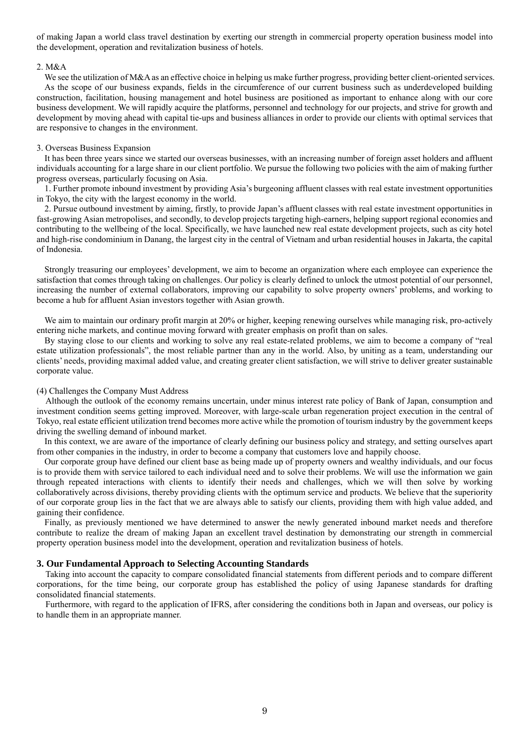of making Japan a world class travel destination by exerting our strength in commercial property operation business model into the development, operation and revitalization business of hotels.

2. M&A

We see the utilization of M&A as an effective choice in helping us make further progress, providing better client-oriented services. As the scope of our business expands, fields in the circumference of our current business such as underdeveloped building construction, facilitation, housing management and hotel business are positioned as important to enhance along with our core business development. We will rapidly acquire the platforms, personnel and technology for our projects, and strive for growth and development by moving ahead with capital tie-ups and business alliances in order to provide our clients with optimal services that are responsive to changes in the environment.

3. Overseas Business Expansion

It has been three years since we started our overseas businesses, with an increasing number of foreign asset holders and affluent individuals accounting for a large share in our client portfolio. We pursue the following two policies with the aim of making further progress overseas, particularly focusing on Asia.

1. Further promote inbound investment by providing Asia's burgeoning affluent classes with real estate investment opportunities in Tokyo, the city with the largest economy in the world.

2. Pursue outbound investment by aiming, firstly, to provide Japan's affluent classes with real estate investment opportunities in fast-growing Asian metropolises, and secondly, to develop projects targeting high-earners, helping support regional economies and contributing to the wellbeing of the local. Specifically, we have launched new real estate development projects, such as city hotel and high-rise condominium in Danang, the largest city in the central of Vietnam and urban residential houses in Jakarta, the capital of Indonesia.

Strongly treasuring our employees' development, we aim to become an organization where each employee can experience the satisfaction that comes through taking on challenges. Our policy is clearly defined to unlock the utmost potential of our personnel, increasing the number of external collaborators, improving our capability to solve property owners' problems, and working to become a hub for affluent Asian investors together with Asian growth.

We aim to maintain our ordinary profit margin at 20% or higher, keeping renewing ourselves while managing risk, pro-actively entering niche markets, and continue moving forward with greater emphasis on profit than on sales.

By staying close to our clients and working to solve any real estate-related problems, we aim to become a company of "real estate utilization professionals", the most reliable partner than any in the world. Also, by uniting as a team, understanding our clients' needs, providing maximal added value, and creating greater client satisfaction, we will strive to deliver greater sustainable corporate value.

(4) Challenges the Company Must Address

Although the outlook of the economy remains uncertain, under minus interest rate policy of Bank of Japan, consumption and investment condition seems getting improved. Moreover, with large-scale urban regeneration project execution in the central of Tokyo, real estate efficient utilization trend becomes more active while the promotion of tourism industry by the government keeps driving the swelling demand of inbound market.

In this context, we are aware of the importance of clearly defining our business policy and strategy, and setting ourselves apart from other companies in the industry, in order to become a company that customers love and happily choose.

Our corporate group have defined our client base as being made up of property owners and wealthy individuals, and our focus is to provide them with service tailored to each individual need and to solve their problems. We will use the information we gain through repeated interactions with clients to identify their needs and challenges, which we will then solve by working collaboratively across divisions, thereby providing clients with the optimum service and products. We believe that the superiority of our corporate group lies in the fact that we are always able to satisfy our clients, providing them with high value added, and gaining their confidence.

Finally, as previously mentioned we have determined to answer the newly generated inbound market needs and therefore contribute to realize the dream of making Japan an excellent travel destination by demonstrating our strength in commercial property operation business model into the development, operation and revitalization business of hotels.

## 3. Our Fundamental Approach to Selecting Accounting Standards

Taking into account the capacity to compare consolidated financial statements from different periods and to compare different corporations, for the time being, our corporate group has established the policy of using Japanese standards for drafting consolidated financial statements.

Furthermore, with regard to the application of IFRS, after considering the conditions both in Japan and overseas, our policy is to handle them in an appropriate manner.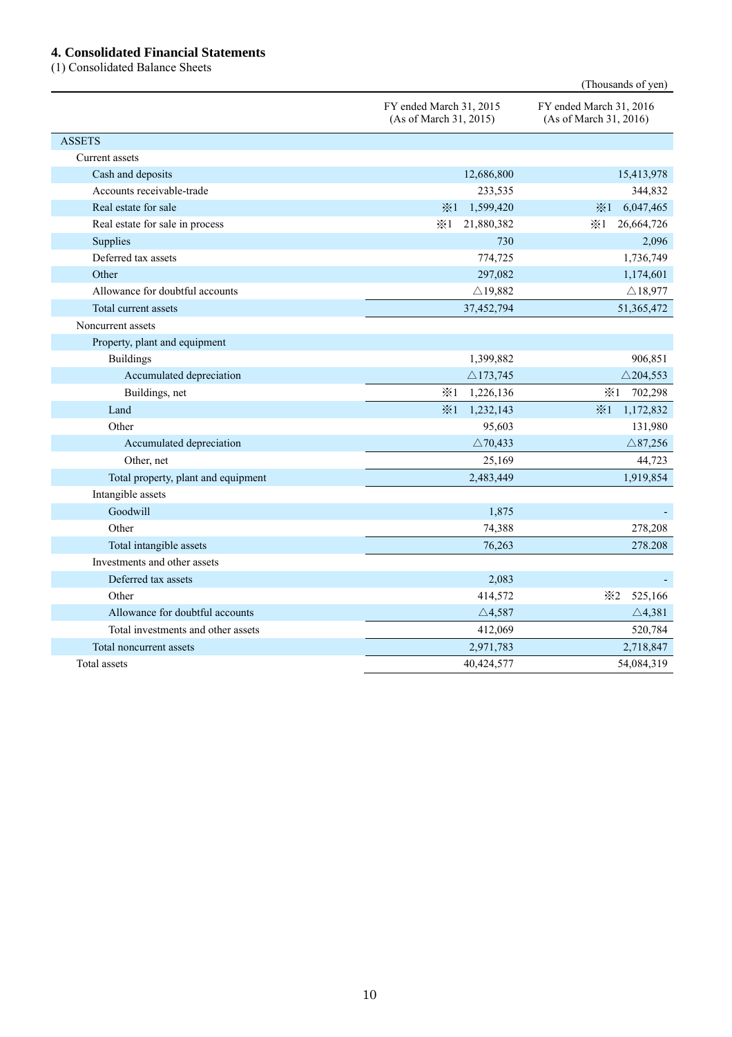## 4. Consolidated Financial Statements

(1) Consolidated Balance Sheets

(Thousands of yen)

| | FY ended March 31, 2015 (As of March 31, 2015) | FY ended March 31, 2016 (As of March 31, 2016) |
|---|---|---|
| ASSETS | | |
| Current assets | | |
| Cash and deposits | 12,686,800 | 15,413,978 |
| Accounts receivable-trade | 233,535 | 344,832 |
| Real estate for sale | ※1 1,599,420 | ※1 6,047,465 |
| Real estate for sale in process | ※1 21,880,382 | ※1 26,664,726 |
| Supplies | 730 | 2,096 |
| Deferred tax assets | 774,725 | 1,736,749 |
| Other | 297,082 | 1,174,601 |
| Allowance for doubtful accounts | △19,882 | △18,977 |
| Total current assets | 37,452,794 | 51,365,472 |
| Noncurrent assets | | |
| Property, plant and equipment | | |
| Buildings | 1,399,882 | 906,851 |
| Accumulated depreciation | △173,745 | △204,553 |
| Buildings, net | ※1 1,226,136 | ※1 702,298 |
| Land | ※1 1,232,143 | ※1 1,172,832 |
| Other | 95,603 | 131,980 |
| Accumulated depreciation | △70,433 | △87,256 |
| Other, net | 25,169 | 44,723 |
| Total property, plant and equipment | 2,483,449 | 1,919,854 |
| Intangible assets | | |
| Goodwill | 1,875 | - |
| Other | 74,388 | 278,208 |
| Total intangible assets | 76,263 | 278.208 |
| Investments and other assets | | |
| Deferred tax assets | 2,083 | - |
| Other | 414,572 | ※2 525,166 |
| Allowance for doubtful accounts | △4,587 | △4,381 |
| Total investments and other assets | 412,069 | 520,784 |
| Total noncurrent assets | 2,971,783 | 2,718,847 |
| Total assets | 40,424,577 | 54,084,319 |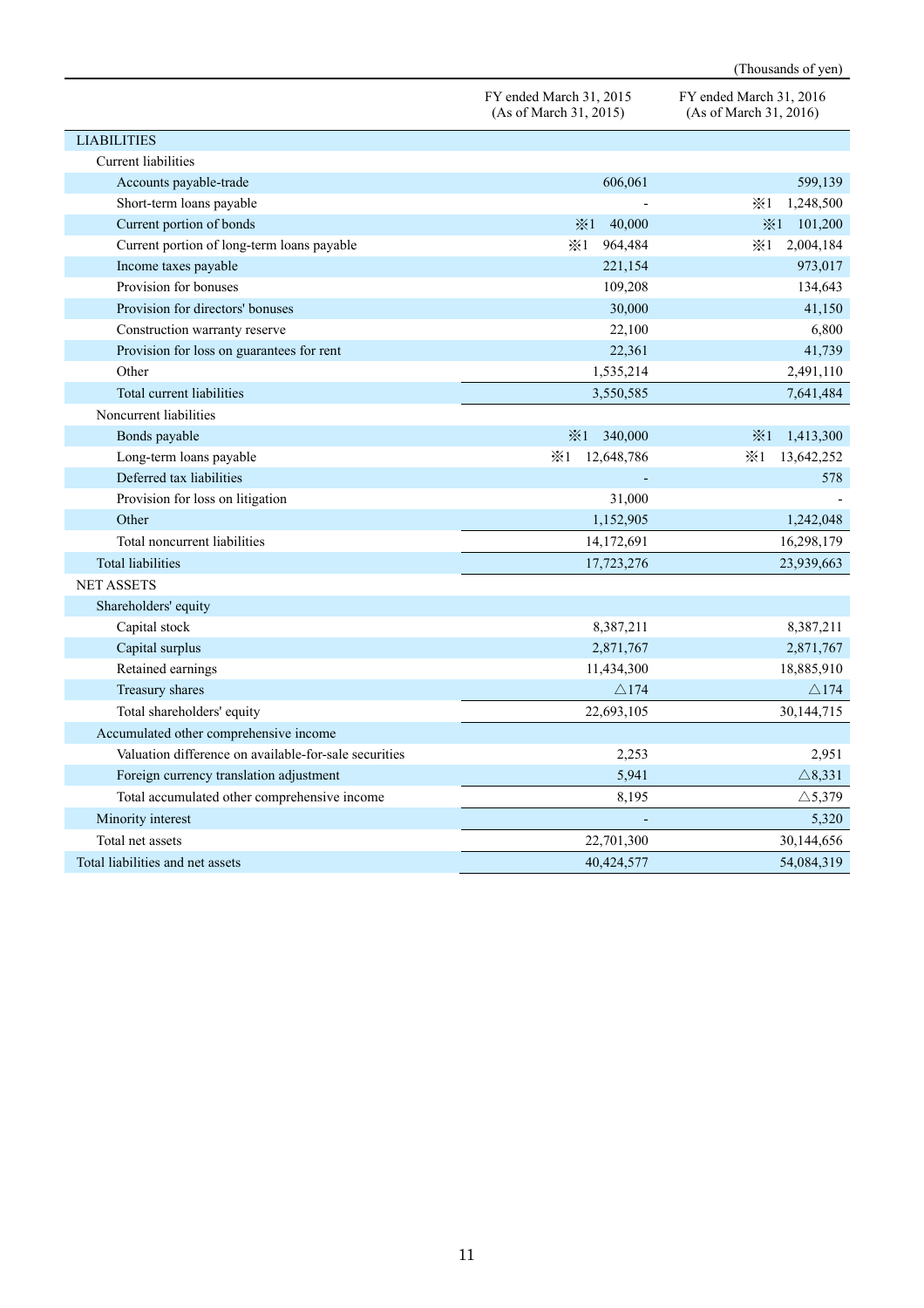(Thousands of yen)

| | FY ended March 31, 2015 (As of March 31, 2015) | FY ended March 31, 2016 (As of March 31, 2016) |
|---|---|---|
| LIABILITIES | | |
| Current liabilities | | |
| Accounts payable-trade | 606,061 | 599,139 |
| Short-term loans payable | - | ※1 1,248,500 |
| Current portion of bonds | ※1 40,000 | ※1 101,200 |
| Current portion of long-term loans payable | ※1 964,484 | ※1 2,004,184 |
| Income taxes payable | 221,154 | 973,017 |
| Provision for bonuses | 109,208 | 134,643 |
| Provision for directors' bonuses | 30,000 | 41,150 |
| Construction warranty reserve | 22,100 | 6,800 |
| Provision for loss on guarantees for rent | 22,361 | 41,739 |
| Other | 1,535,214 | 2,491,110 |
| Total current liabilities | 3,550,585 | 7,641,484 |
| Noncurrent liabilities | | |
| Bonds payable | ※1 340,000 | ※1 1,413,300 |
| Long-term loans payable | ※1 12,648,786 | ※1 13,642,252 |
| Deferred tax liabilities | - | 578 |
| Provision for loss on litigation | 31,000 | - |
| Other | 1,152,905 | 1,242,048 |
| Total noncurrent liabilities | 14,172,691 | 16,298,179 |
| Total liabilities | 17,723,276 | 23,939,663 |
| NET ASSETS | | |
| Shareholders' equity | | |
| Capital stock | 8,387,211 | 8,387,211 |
| Capital surplus | 2,871,767 | 2,871,767 |
| Retained earnings | 11,434,300 | 18,885,910 |
| Treasury shares | △174 | △174 |
| Total shareholders' equity | 22,693,105 | 30,144,715 |
| Accumulated other comprehensive income | | |
| Valuation difference on available-for-sale securities | 2,253 | 2,951 |
| Foreign currency translation adjustment | 5,941 | △8,331 |
| Total accumulated other comprehensive income | 8,195 | △5,379 |
| Minority interest | - | 5,320 |
| Total net assets | 22,701,300 | 30,144,656 |
| Total liabilities and net assets | 40,424,577 | 54,084,319 |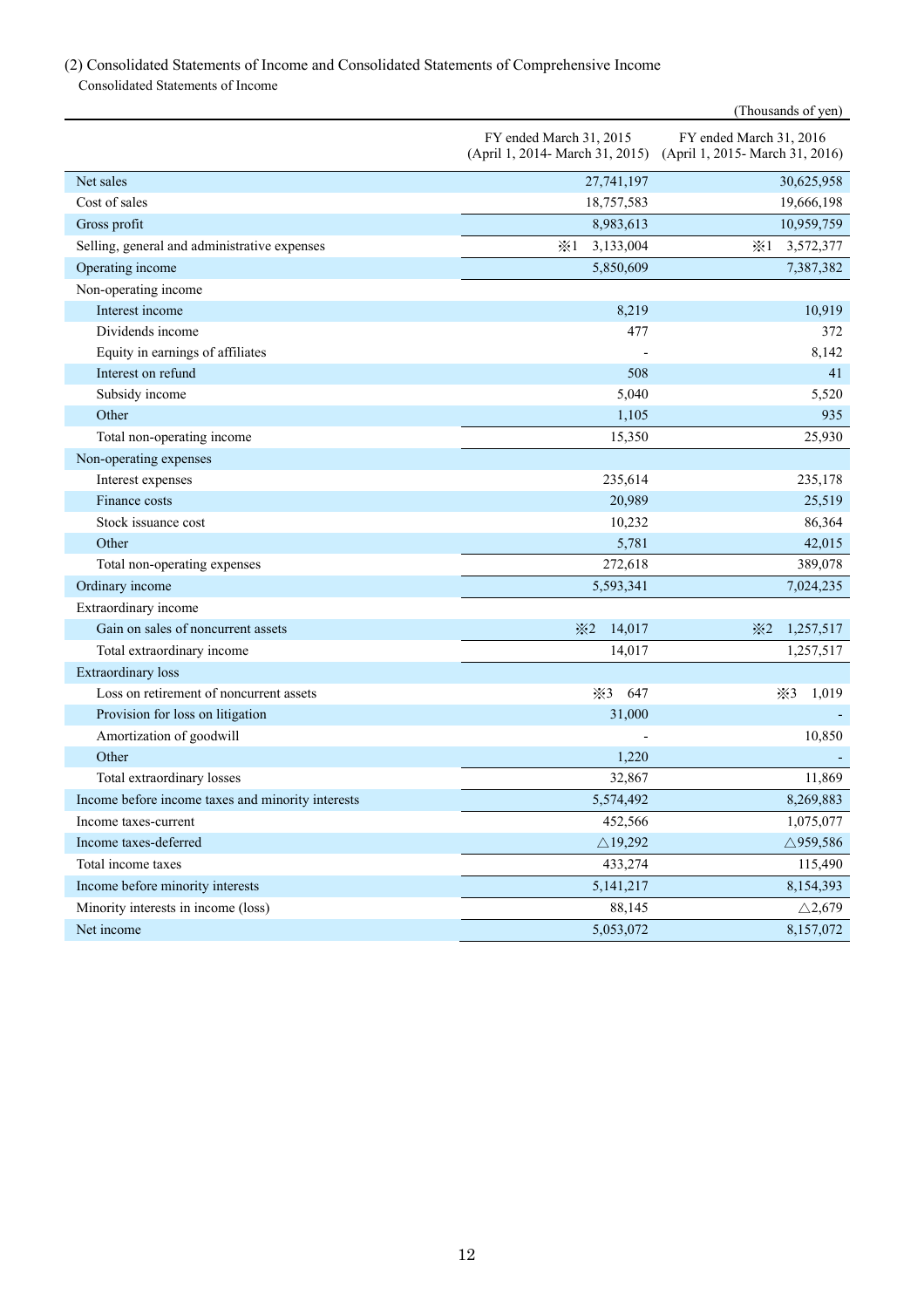(2) Consolidated Statements of Income and Consolidated Statements of Comprehensive Income

Consolidated Statements of Income

(Thousands of yen)

| | FY ended March 31, 2015 (April 1, 2014- March 31, 2015) | FY ended March 31, 2016 (April 1, 2015- March 31, 2016) |
|---|---|---|
| Net sales | 27,741,197 | 30,625,958 |
| Cost of sales | 18,757,583 | 19,666,198 |
| Gross profit | 8,983,613 | 10,959,759 |
| Selling, general and administrative expenses | ※1 3,133,004 | ※1 3,572,377 |
| Operating income | 5,850,609 | 7,387,382 |
| Non-operating income | | |
| Interest income | 8,219 | 10,919 |
| Dividends income | 477 | 372 |
| Equity in earnings of affiliates | - | 8,142 |
| Interest on refund | 508 | 41 |
| Subsidy income | 5,040 | 5,520 |
| Other | 1,105 | 935 |
| Total non-operating income | 15,350 | 25,930 |
| Non-operating expenses | | |
| Interest expenses | 235,614 | 235,178 |
| Finance costs | 20,989 | 25,519 |
| Stock issuance cost | 10,232 | 86,364 |
| Other | 5,781 | 42,015 |
| Total non-operating expenses | 272,618 | 389,078 |
| Ordinary income | 5,593,341 | 7,024,235 |
| Extraordinary income | | |
| Gain on sales of noncurrent assets | ※2 14,017 | ※2 1,257,517 |
| Total extraordinary income | 14,017 | 1,257,517 |
| Extraordinary loss | | |
| Loss on retirement of noncurrent assets | ※3 647 | ※3 1,019 |
| Provision for loss on litigation | 31,000 | - |
| Amortization of goodwill | - | 10,850 |
| Other | 1,220 | - |
| Total extraordinary losses | 32,867 | 11,869 |
| Income before income taxes and minority interests | 5,574,492 | 8,269,883 |
| Income taxes-current | 452,566 | 1,075,077 |
| Income taxes-deferred | △19,292 | △959,586 |
| Total income taxes | 433,274 | 115,490 |
| Income before minority interests | 5,141,217 | 8,154,393 |
| Minority interests in income (loss) | 88,145 | △2,679 |
| Net income | 5,053,072 | 8,157,072 |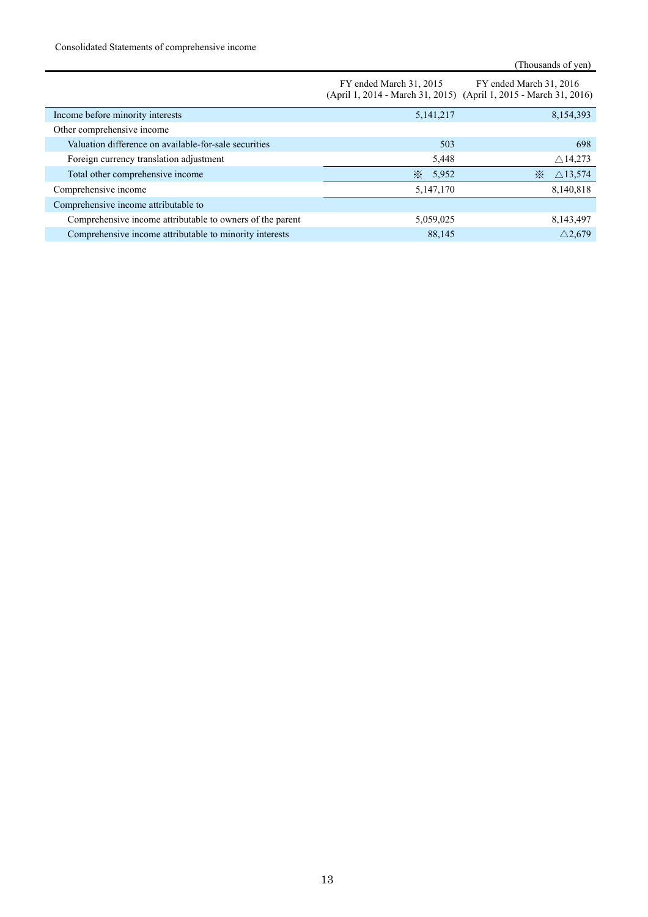Consolidated Statements of comprehensive income

(Thousands of yen)

| | FY ended March 31, 2015 (April 1, 2014 - March 31, 2015) | FY ended March 31, 2016 (April 1, 2015 - March 31, 2016) |
|---|---|---|
| Income before minority interests | 5,141,217 | 8,154,393 |
| Other comprehensive income | | |
| Valuation difference on available-for-sale securities | 503 | 698 |
| Foreign currency translation adjustment | 5,448 | △14,273 |
| Total other comprehensive income | ※ 5,952 | ※ △13,574 |
| Comprehensive income | 5,147,170 | 8,140,818 |
| Comprehensive income attributable to | | |
| Comprehensive income attributable to owners of the parent | 5,059,025 | 8,143,497 |
| Comprehensive income attributable to minority interests | 88,145 | △2,679 |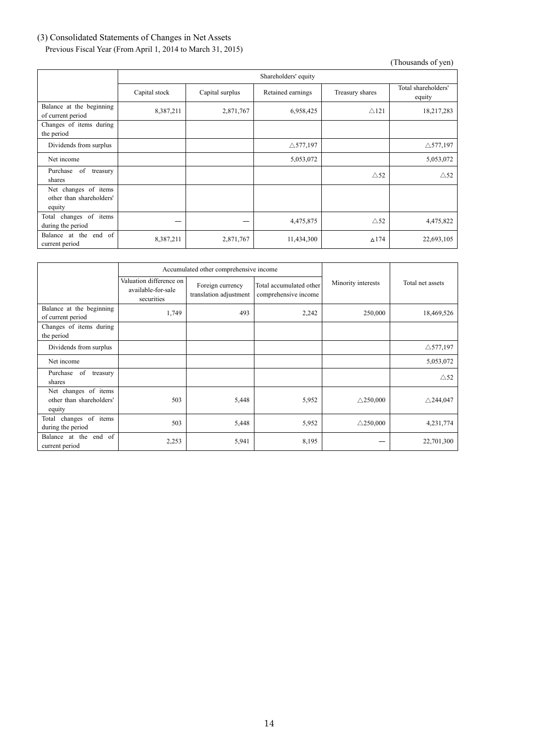(3) Consolidated Statements of Changes in Net Assets

Previous Fiscal Year (From April 1, 2014 to March 31, 2015)

(Thousands of yen)

| | Shareholders' equity | | | | |
|---|---|---|---|---|---|
| | Capital stock | Capital surplus | Retained earnings | Treasury shares | Total shareholders' equity |
| Balance at the beginning of current period | 8,387,211 | 2,871,767 | 6,958,425 | △121 | 18,217,283 |
| Changes of items during the period | | | | | |
| Dividends from surplus | | | △577,197 | | △577,197 |
| Net income | | | 5,053,072 | | 5,053,072 |
| Purchase of treasury shares | | | | △52 | △52 |
| Net changes of items other than shareholders' equity | | | | | |
| Total changes of items during the period | — | — | 4,475,875 | △52 | 4,475,822 |
| Balance at the end of current period | 8,387,211 | 2,871,767 | 11,434,300 | △174 | 22,693,105 |

| | Accumulated other comprehensive income | | | Minority interests | Total net assets |
|---|---|---|---|---|---|
| | Valuation difference on available-for-sale securities | Foreign currency translation adjustment | Total accumulated other comprehensive income | | |
| Balance at the beginning of current period | 1,749 | 493 | 2,242 | 250,000 | 18,469,526 |
| Changes of items during the period | | | | | |
| Dividends from surplus | | | | | △577,197 |
| Net income | | | | | 5,053,072 |
| Purchase of treasury shares | | | | | △52 |
| Net changes of items other than shareholders' equity | 503 | 5,448 | 5,952 | △250,000 | △244,047 |
| Total changes of items during the period | 503 | 5,448 | 5,952 | △250,000 | 4,231,774 |
| Balance at the end of current period | 2,253 | 5,941 | 8,195 | — | 22,701,300 |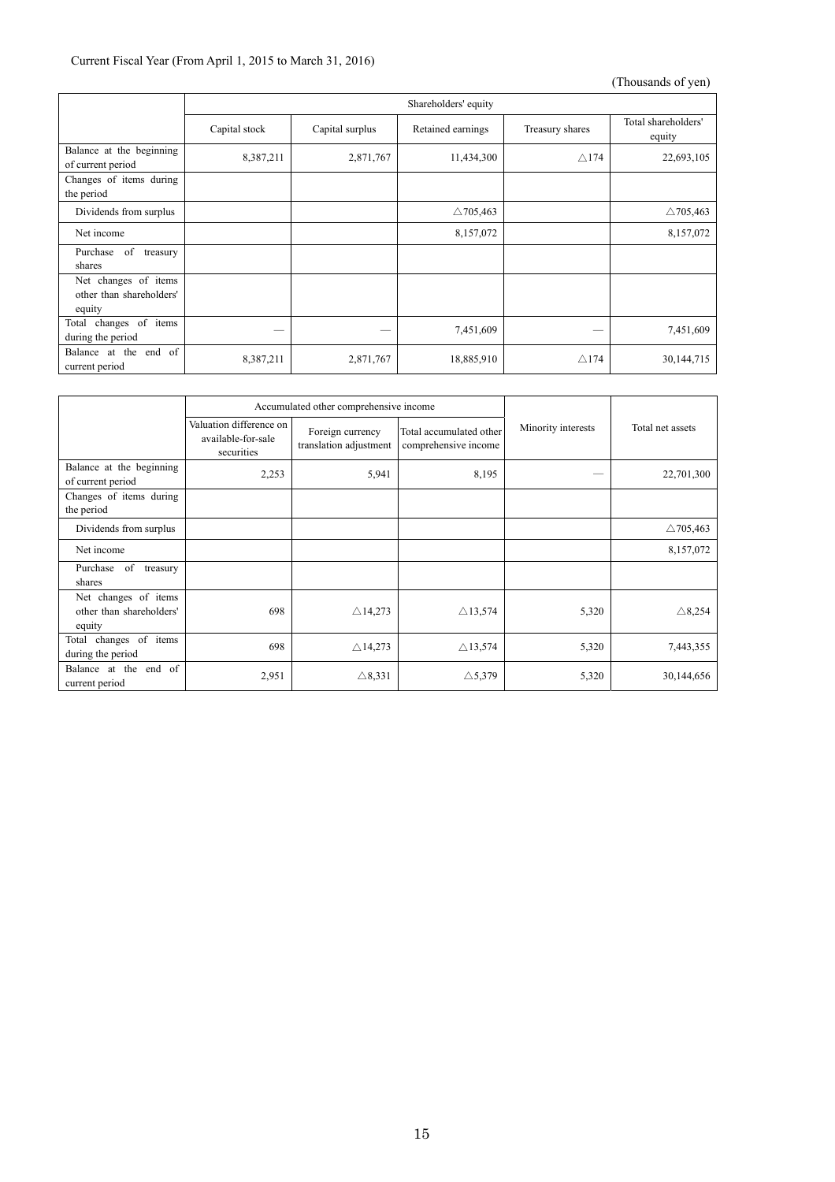Current Fiscal Year (From April 1, 2015 to March 31, 2016)

(Thousands of yen)

| | Shareholders' equity | | | | |
|---|---|---|---|---|---|
| | Capital stock | Capital surplus | Retained earnings | Treasury shares | Total shareholders' equity |
| Balance at the beginning of current period | 8,387,211 | 2,871,767 | 11,434,300 | △174 | 22,693,105 |
| Changes of items during the period | | | | | |
| Dividends from surplus | | | △705,463 | | △705,463 |
| Net income | | | 8,157,072 | | 8,157,072 |
| Purchase of treasury shares | | | | | |
| Net changes of items other than shareholders' equity | | | | | |
| Total changes of items during the period | — | — | 7,451,609 | — | 7,451,609 |
| Balance at the end of current period | 8,387,211 | 2,871,767 | 18,885,910 | △174 | 30,144,715 |

| | Accumulated other comprehensive income | | | Minority interests | Total net assets |
|---|---|---|---|---|---|
| | Valuation difference on available-for-sale securities | Foreign currency translation adjustment | Total accumulated other comprehensive income | | |
| Balance at the beginning of current period | 2,253 | 5,941 | 8,195 | — | 22,701,300 |
| Changes of items during the period | | | | | |
| Dividends from surplus | | | | | △705,463 |
| Net income | | | | | 8,157,072 |
| Purchase of treasury shares | | | | | |
| Net changes of items other than shareholders' equity | 698 | △14,273 | △13,574 | 5,320 | △8,254 |
| Total changes of items during the period | 698 | △14,273 | △13,574 | 5,320 | 7,443,355 |
| Balance at the end of current period | 2,951 | △8,331 | △5,379 | 5,320 | 30,144,656 |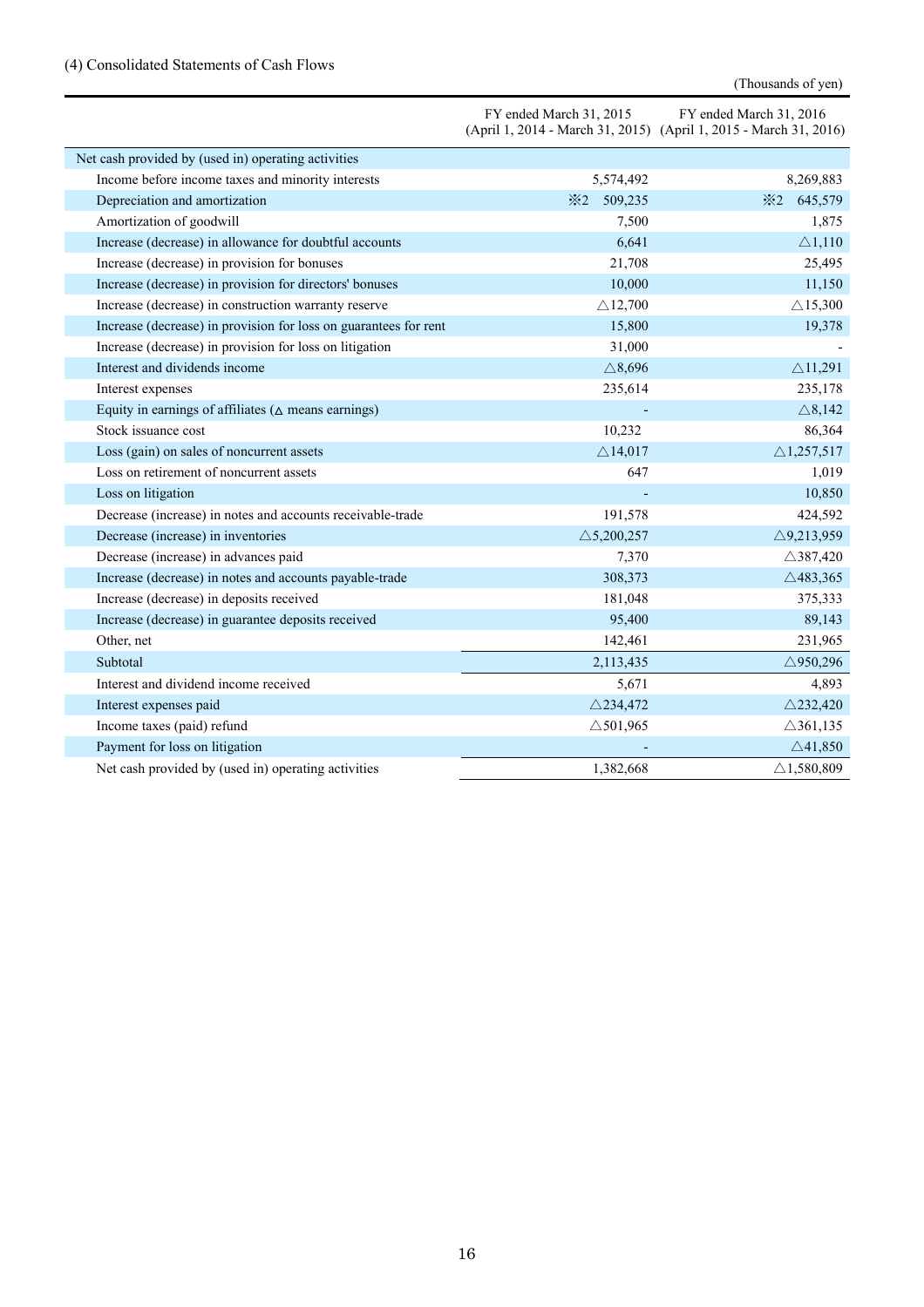(4) Consolidated Statements of Cash Flows

(Thousands of yen)

| | FY ended March 31, 2015 (April 1, 2014 - March 31, 2015) | FY ended March 31, 2016 (April 1, 2015 - March 31, 2016) |
|---|---|---|
| Net cash provided by (used in) operating activities | | |
| Income before income taxes and minority interests | 5,574,492 | 8,269,883 |
| Depreciation and amortization | ※2 509,235 | ※2 645,579 |
| Amortization of goodwill | 7,500 | 1,875 |
| Increase (decrease) in allowance for doubtful accounts | 6,641 | △1,110 |
| Increase (decrease) in provision for bonuses | 21,708 | 25,495 |
| Increase (decrease) in provision for directors' bonuses | 10,000 | 11,150 |
| Increase (decrease) in construction warranty reserve | △12,700 | △15,300 |
| Increase (decrease) in provision for loss on guarantees for rent | 15,800 | 19,378 |
| Increase (decrease) in provision for loss on litigation | 31,000 | - |
| Interest and dividends income | △8,696 | △11,291 |
| Interest expenses | 235,614 | 235,178 |
| Equity in earnings of affiliates (△ means earnings) | - | △8,142 |
| Stock issuance cost | 10,232 | 86,364 |
| Loss (gain) on sales of noncurrent assets | △14,017 | △1,257,517 |
| Loss on retirement of noncurrent assets | 647 | 1,019 |
| Loss on litigation | - | 10,850 |
| Decrease (increase) in notes and accounts receivable-trade | 191,578 | 424,592 |
| Decrease (increase) in inventories | △5,200,257 | △9,213,959 |
| Decrease (increase) in advances paid | 7,370 | △387,420 |
| Increase (decrease) in notes and accounts payable-trade | 308,373 | △483,365 |
| Increase (decrease) in deposits received | 181,048 | 375,333 |
| Increase (decrease) in guarantee deposits received | 95,400 | 89,143 |
| Other, net | 142,461 | 231,965 |
| Subtotal | 2,113,435 | △950,296 |
| Interest and dividend income received | 5,671 | 4,893 |
| Interest expenses paid | △234,472 | △232,420 |
| Income taxes (paid) refund | △501,965 | △361,135 |
| Payment for loss on litigation | - | △41,850 |
| Net cash provided by (used in) operating activities | 1,382,668 | △1,580,809 |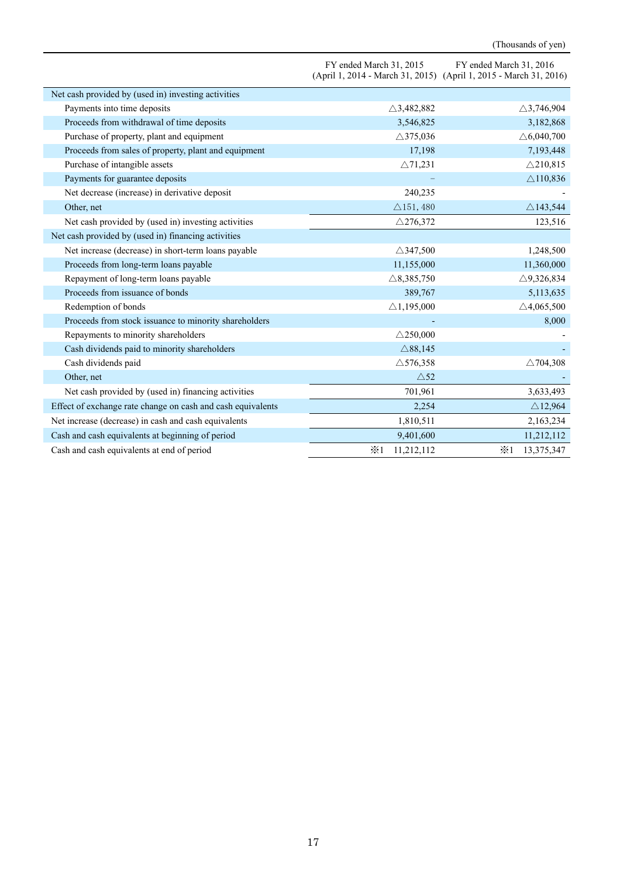(Thousands of yen)

| | FY ended March 31, 2015 (April 1, 2014 - March 31, 2015) | FY ended March 31, 2016 (April 1, 2015 - March 31, 2016) |
|---|---|---|
| Net cash provided by (used in) investing activities | | |
| Payments into time deposits | △3,482,882 | △3,746,904 |
| Proceeds from withdrawal of time deposits | 3,546,825 | 3,182,868 |
| Purchase of property, plant and equipment | △375,036 | △6,040,700 |
| Proceeds from sales of property, plant and equipment | 17,198 | 7,193,448 |
| Purchase of intangible assets | △71,231 | △210,815 |
| Payments for guarantee deposits | – | △110,836 |
| Net decrease (increase) in derivative deposit | 240,235 | - |
| Other, net | △151, 480 | △143,544 |
| Net cash provided by (used in) investing activities | △276,372 | 123,516 |
| Net cash provided by (used in) financing activities | | |
| Net increase (decrease) in short-term loans payable | △347,500 | 1,248,500 |
| Proceeds from long-term loans payable | 11,155,000 | 11,360,000 |
| Repayment of long-term loans payable | △8,385,750 | △9,326,834 |
| Proceeds from issuance of bonds | 389,767 | 5,113,635 |
| Redemption of bonds | △1,195,000 | △4,065,500 |
| Proceeds from stock issuance to minority shareholders | - | 8,000 |
| Repayments to minority shareholders | △250,000 | - |
| Cash dividends paid to minority shareholders | △88,145 | - |
| Cash dividends paid | △576,358 | △704,308 |
| Other, net | △52 | - |
| Net cash provided by (used in) financing activities | 701,961 | 3,633,493 |
| Effect of exchange rate change on cash and cash equivalents | 2,254 | △12,964 |
| Net increase (decrease) in cash and cash equivalents | 1,810,511 | 2,163,234 |
| Cash and cash equivalents at beginning of period | 9,401,600 | 11,212,112 |
| Cash and cash equivalents at end of period | ※1 11,212,112 | ※1 13,375,347 |